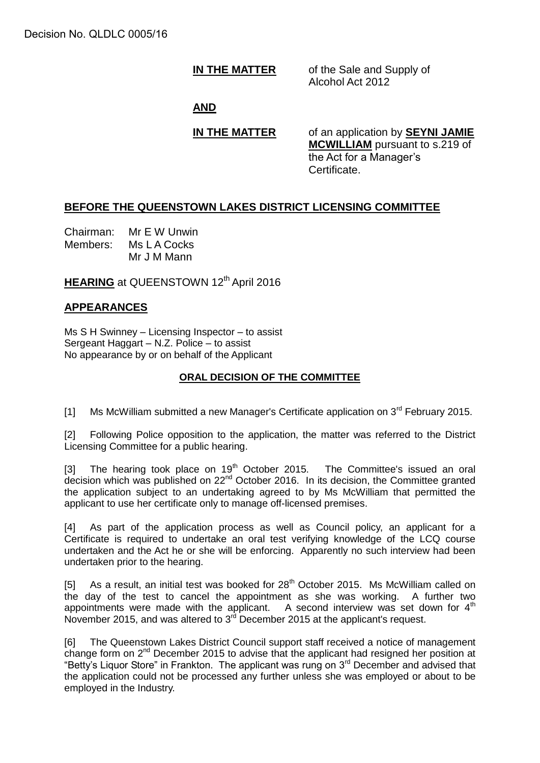Decision No. QLDLC 0005/16

**IN THE MATTER** of the Sale and Supply of Alcohol Act 2012

**AND**

**IN THE MATTER** of an application by **SEYNI JAMIE MCWILLIAM** pursuant to s.219 of the Act for a Manager's Certificate.

## BEFORE THE QUEENSTOWN LAKES DISTRICT LICENSING COMMITTEE

Chairman: Mr E W Unwin
Members: Ms L A Cocks
Mr J M Mann

**HEARING** at QUEENSTOWN 12th April 2016

## APPEARANCES

Ms S H Swinney – Licensing Inspector – to assist
Sergeant Haggart – N.Z. Police – to assist
No appearance by or on behalf of the Applicant

### ORAL DECISION OF THE COMMITTEE

[1] Ms McWilliam submitted a new Manager's Certificate application on 3rd February 2015.

[2] Following Police opposition to the application, the matter was referred to the District Licensing Committee for a public hearing.

[3] The hearing took place on 19th October 2015. The Committee's issued an oral decision which was published on 22nd October 2016. In its decision, the Committee granted the application subject to an undertaking agreed to by Ms McWilliam that permitted the applicant to use her certificate only to manage off-licensed premises.

[4] As part of the application process as well as Council policy, an applicant for a Certificate is required to undertake an oral test verifying knowledge of the LCQ course undertaken and the Act he or she will be enforcing. Apparently no such interview had been undertaken prior to the hearing.

[5] As a result, an initial test was booked for 28th October 2015. Ms McWilliam called on the day of the test to cancel the appointment as she was working. A further two appointments were made with the applicant. A second interview was set down for 4th November 2015, and was altered to 3rd December 2015 at the applicant's request.

[6] The Queenstown Lakes District Council support staff received a notice of management change form on 2nd December 2015 to advise that the applicant had resigned her position at "Betty's Liquor Store" in Frankton. The applicant was rung on 3rd December and advised that the application could not be processed any further unless she was employed or about to be employed in the Industry.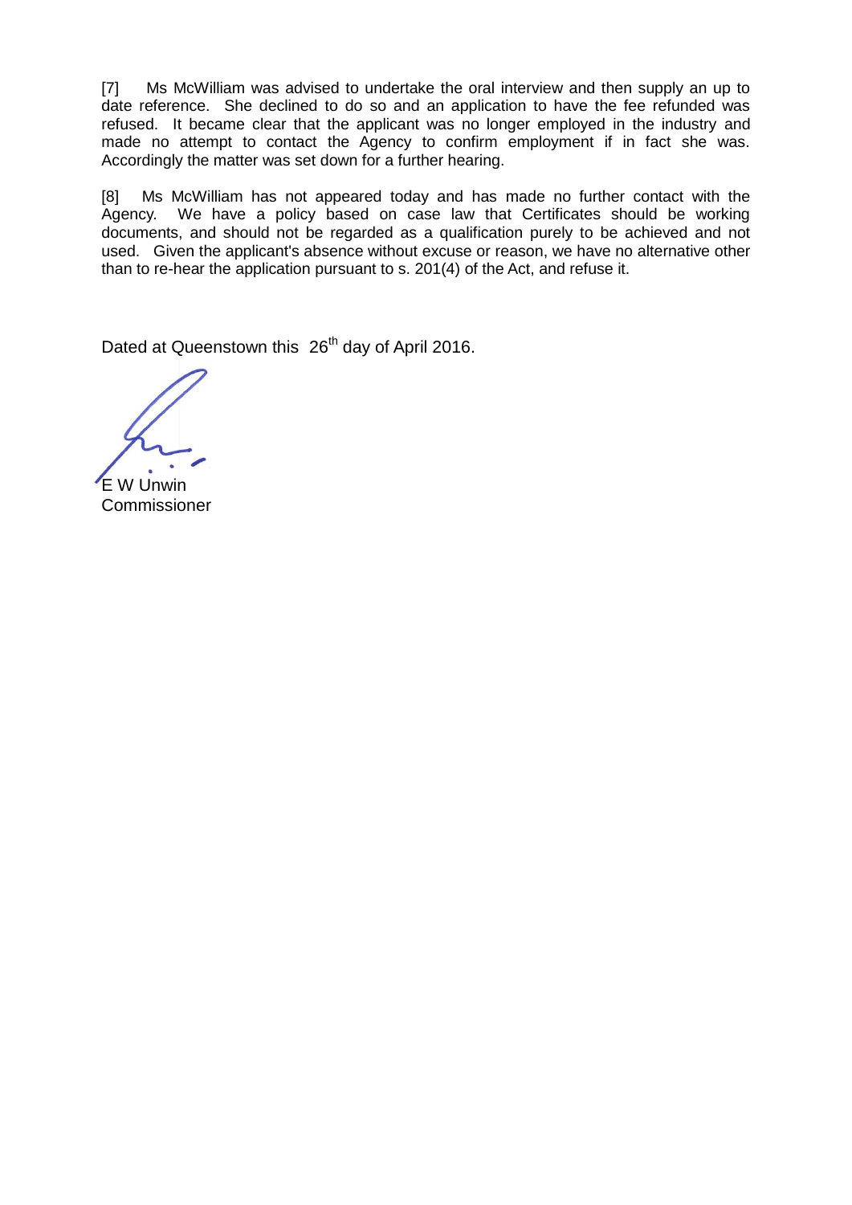[7] Ms McWilliam was advised to undertake the oral interview and then supply an up to date reference. She declined to do so and an application to have the fee refunded was refused. It became clear that the applicant was no longer employed in the industry and made no attempt to contact the Agency to confirm employment if in fact she was. Accordingly the matter was set down for a further hearing.

[8] Ms McWilliam has not appeared today and has made no further contact with the Agency. We have a policy based on case law that Certificates should be working documents, and should not be regarded as a qualification purely to be achieved and not used. Given the applicant's absence without excuse or reason, we have no alternative other than to re-hear the application pursuant to s. 201(4) of the Act, and refuse it.

Dated at Queenstown this 26th day of April 2016.

E W Unwin
Commissioner